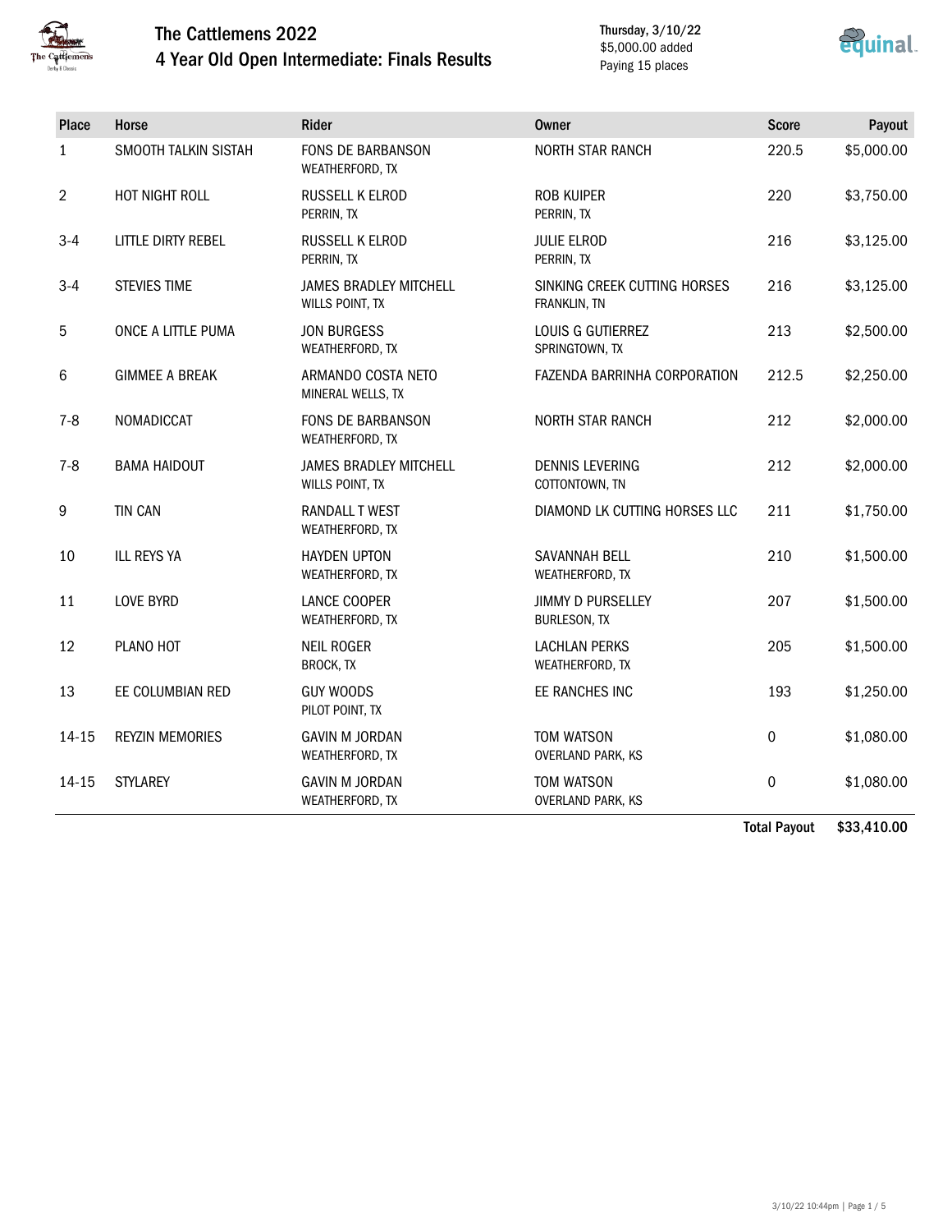# The Cattlemens 2022

## 4 Year Old Open Intermediate: Finals Results

Thursday, 3/10/22
$5,000.00 added
Paying 15 places

| Place | Horse | Rider | Owner | Score | Payout |
|---|---|---|---|---|---|
| 1 | SMOOTH TALKIN SISTAH | FONS DE BARBANSON<br>WEATHERFORD, TX | NORTH STAR RANCH | 220.5 | $5,000.00 |
| 2 | HOT NIGHT ROLL | RUSSELL K ELROD<br>PERRIN, TX | ROB KUIPER<br>PERRIN, TX | 220 | $3,750.00 |
| 3-4 | LITTLE DIRTY REBEL | RUSSELL K ELROD<br>PERRIN, TX | JULIE ELROD<br>PERRIN, TX | 216 | $3,125.00 |
| 3-4 | STEVIES TIME | JAMES BRADLEY MITCHELL<br>WILLS POINT, TX | SINKING CREEK CUTTING HORSES<br>FRANKLIN, TN | 216 | $3,125.00 |
| 5 | ONCE A LITTLE PUMA | JON BURGESS<br>WEATHERFORD, TX | LOUIS G GUTIERREZ<br>SPRINGTOWN, TX | 213 | $2,500.00 |
| 6 | GIMMEE A BREAK | ARMANDO COSTA NETO<br>MINERAL WELLS, TX | FAZENDA BARRINHA CORPORATION | 212.5 | $2,250.00 |
| 7-8 | NOMADICCAT | FONS DE BARBANSON<br>WEATHERFORD, TX | NORTH STAR RANCH | 212 | $2,000.00 |
| 7-8 | BAMA HAIDOUT | JAMES BRADLEY MITCHELL<br>WILLS POINT, TX | DENNIS LEVERING<br>COTTONTOWN, TN | 212 | $2,000.00 |
| 9 | TIN CAN | RANDALL T WEST<br>WEATHERFORD, TX | DIAMOND LK CUTTING HORSES LLC | 211 | $1,750.00 |
| 10 | ILL REYS YA | HAYDEN UPTON<br>WEATHERFORD, TX | SAVANNAH BELL<br>WEATHERFORD, TX | 210 | $1,500.00 |
| 11 | LOVE BYRD | LANCE COOPER<br>WEATHERFORD, TX | JIMMY D PURSELLEY<br>BURLESON, TX | 207 | $1,500.00 |
| 12 | PLANO HOT | NEIL ROGER<br>BROCK, TX | LACHLAN PERKS<br>WEATHERFORD, TX | 205 | $1,500.00 |
| 13 | EE COLUMBIAN RED | GUY WOODS<br>PILOT POINT, TX | EE RANCHES INC | 193 | $1,250.00 |
| 14-15 | REYZIN MEMORIES | GAVIN M JORDAN<br>WEATHERFORD, TX | TOM WATSON<br>OVERLAND PARK, KS | 0 | $1,080.00 |
| 14-15 | STYLAREY | GAVIN M JORDAN<br>WEATHERFORD, TX | TOM WATSON<br>OVERLAND PARK, KS | 0 | $1,080.00 |
| | | | | **Total Payout** | **$33,410.00** |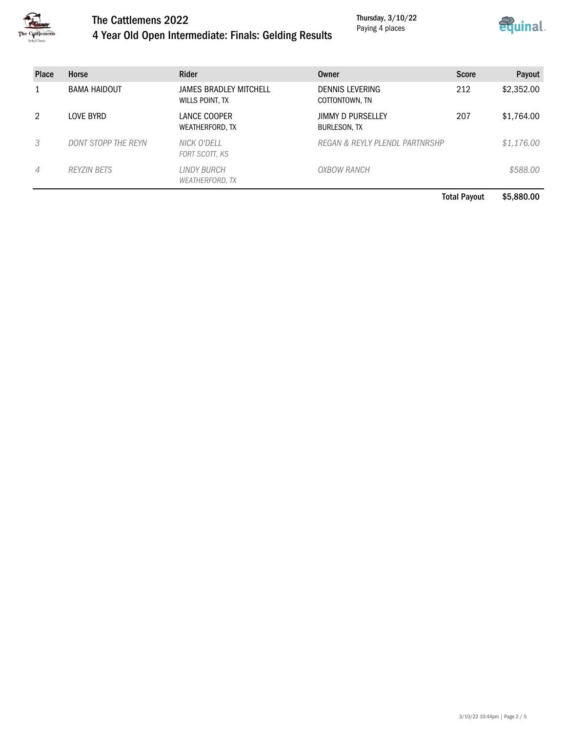# The Cattlemens 2022

## 4 Year Old Open Intermediate: Finals: Gelding Results

Thursday, 3/10/22
Paying 4 places

| Place | Horse | Rider | Owner | Score | Payout |
|---|---|---|---|---|---|
| 1 | BAMA HAIDOUT | JAMES BRADLEY MITCHELL<br>WILLS POINT, TX | DENNIS LEVERING<br>COTTONTOWN, TN | 212 | $2,352.00 |
| 2 | LOVE BYRD | LANCE COOPER<br>WEATHERFORD, TX | JIMMY D PURSELLEY<br>BURLESON, TX | 207 | $1,764.00 |
| *3* | *DONT STOPP THE REYN* | *NICK O'DELL<br>FORT SCOTT, KS* | *REGAN & REYLY PLENDL PARTNRSHP* | | *$1,176.00* |
| *4* | *REYZIN BETS* | *LINDY BURCH<br>WEATHERFORD, TX* | *OXBOW RANCH* | | *$588.00* |
| | | | | **Total Payout** | **$5,880.00** |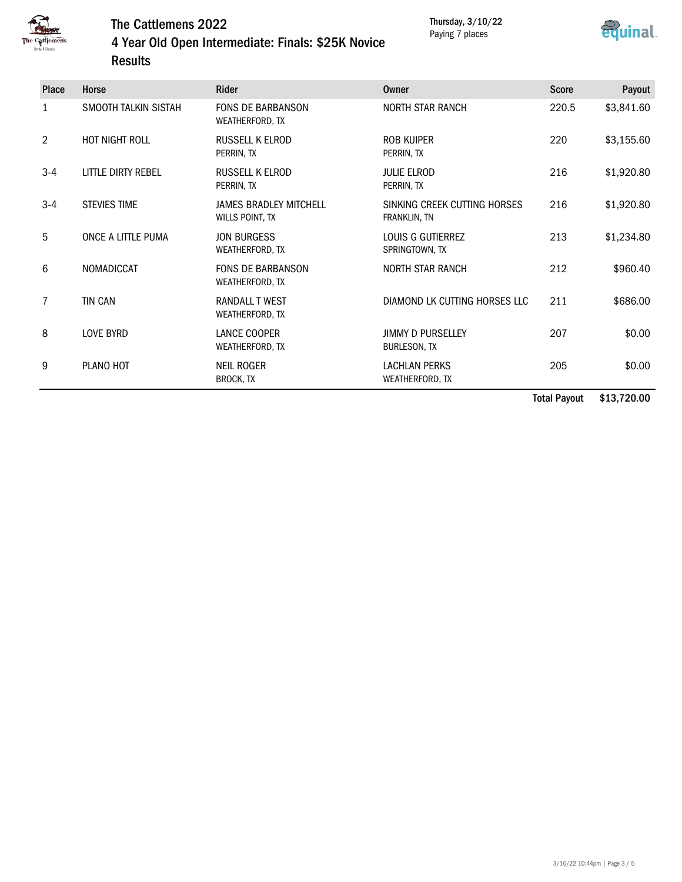# The Cattlemens 2022

## 4 Year Old Open Intermediate: Finals: $25K Novice Results

Thursday, 3/10/22
Paying 7 places

| Place | Horse | Rider | Owner | Score | Payout |
|---|---|---|---|---|---|
| 1 | SMOOTH TALKIN SISTAH | FONS DE BARBANSON<br>WEATHERFORD, TX | NORTH STAR RANCH | 220.5 | $3,841.60 |
| 2 | HOT NIGHT ROLL | RUSSELL K ELROD<br>PERRIN, TX | ROB KUIPER<br>PERRIN, TX | 220 | $3,155.60 |
| 3-4 | LITTLE DIRTY REBEL | RUSSELL K ELROD<br>PERRIN, TX | JULIE ELROD<br>PERRIN, TX | 216 | $1,920.80 |
| 3-4 | STEVIES TIME | JAMES BRADLEY MITCHELL<br>WILLS POINT, TX | SINKING CREEK CUTTING HORSES<br>FRANKLIN, TN | 216 | $1,920.80 |
| 5 | ONCE A LITTLE PUMA | JON BURGESS<br>WEATHERFORD, TX | LOUIS G GUTIERREZ<br>SPRINGTOWN, TX | 213 | $1,234.80 |
| 6 | NOMADICCAT | FONS DE BARBANSON<br>WEATHERFORD, TX | NORTH STAR RANCH | 212 | $960.40 |
| 7 | TIN CAN | RANDALL T WEST<br>WEATHERFORD, TX | DIAMOND LK CUTTING HORSES LLC | 211 | $686.00 |
| 8 | LOVE BYRD | LANCE COOPER<br>WEATHERFORD, TX | JIMMY D PURSELLEY<br>BURLESON, TX | 207 | $0.00 |
| 9 | PLANO HOT | NEIL ROGER<br>BROCK, TX | LACHLAN PERKS<br>WEATHERFORD, TX | 205 | $0.00 |
| | | | | **Total Payout** | **$13,720.00** |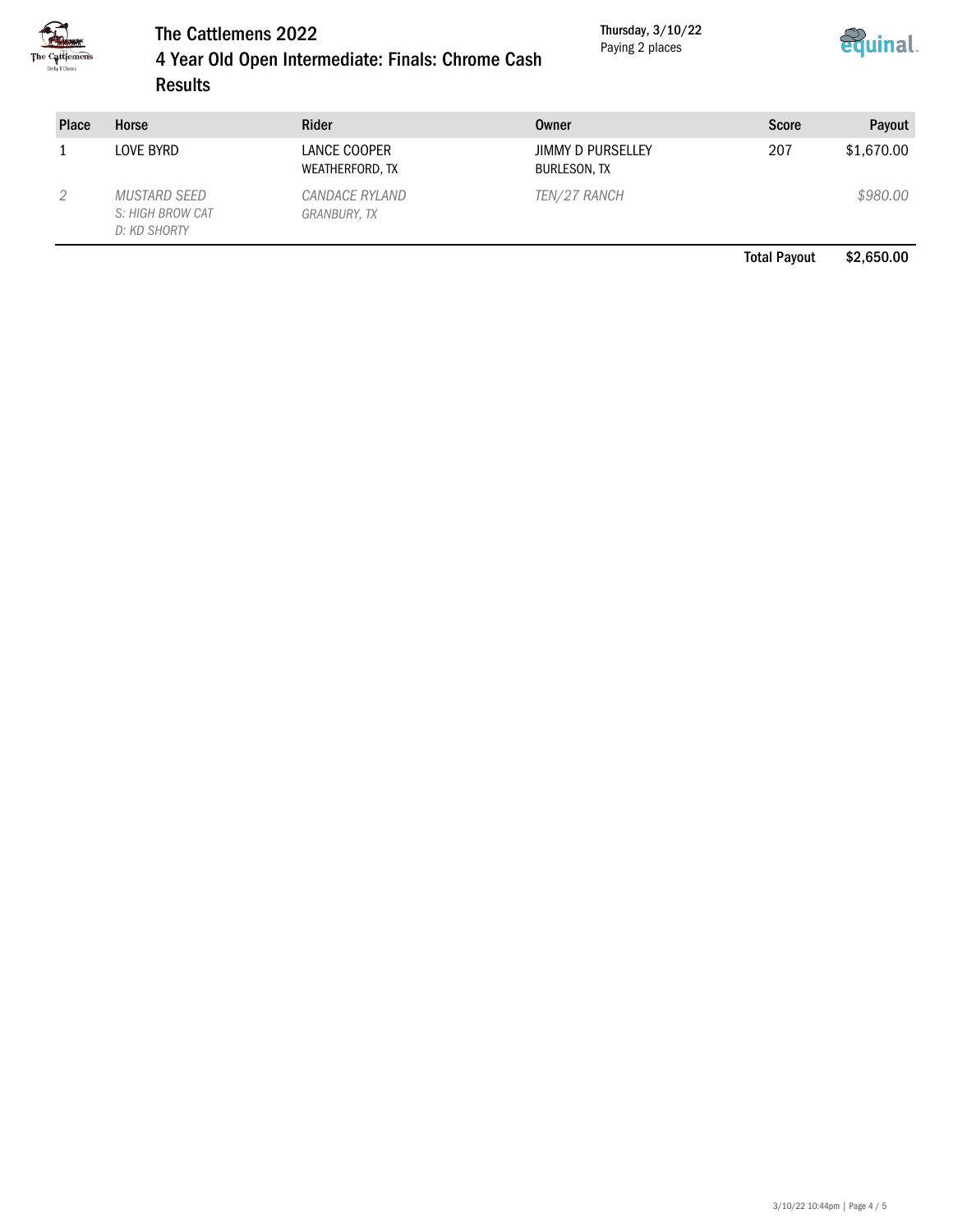# The Cattlemens 2022

## 4 Year Old Open Intermediate: Finals: Chrome Cash

## Results

Thursday, 3/10/22
Paying 2 places

| Place | Horse | Rider | Owner | Score | Payout |
|---|---|---|---|---|---|
| 1 | LOVE BYRD | LANCE COOPER<br>WEATHERFORD, TX | JIMMY D PURSELLEY<br>BURLESON, TX | 207 | $1,670.00 |
| *2* | *MUSTARD SEED<br>S: HIGH BROW CAT<br>D: KD SHORTY* | *CANDACE RYLAND<br>GRANBURY, TX* | *TEN/27 RANCH* | | *$980.00* |
| | | | | **Total Payout** | **$2,650.00** |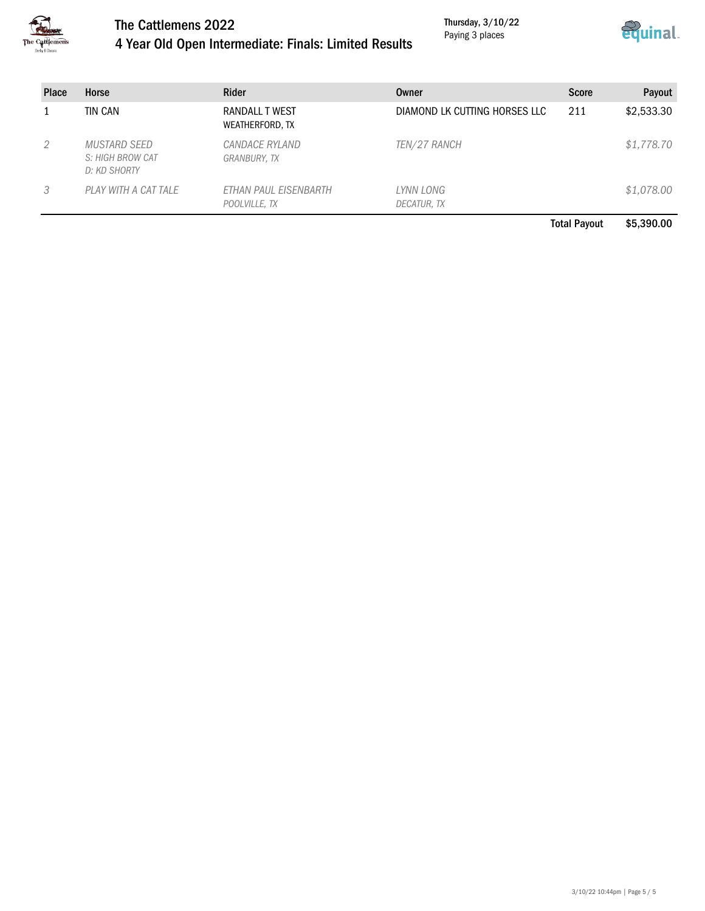# The Cattlemens 2022

## 4 Year Old Open Intermediate: Finals: Limited Results

Thursday, 3/10/22
Paying 3 places

| Place | Horse | Rider | Owner | Score | Payout |
|---|---|---|---|---|---|
| 1 | TIN CAN | RANDALL T WEST<br>WEATHERFORD, TX | DIAMOND LK CUTTING HORSES LLC | 211 | $2,533.30 |
| *2* | *MUSTARD SEED*<br>*S: HIGH BROW CAT*<br>*D: KD SHORTY* | *CANDACE RYLAND*<br>*GRANBURY, TX* | *TEN/27 RANCH* | | *$1,778.70* |
| *3* | *PLAY WITH A CAT TALE* | *ETHAN PAUL EISENBARTH*<br>*POOLVILLE, TX* | *LYNN LONG*<br>*DECATUR, TX* | | *$1,078.00* |
| | | | | **Total Payout** | **$5,390.00** |